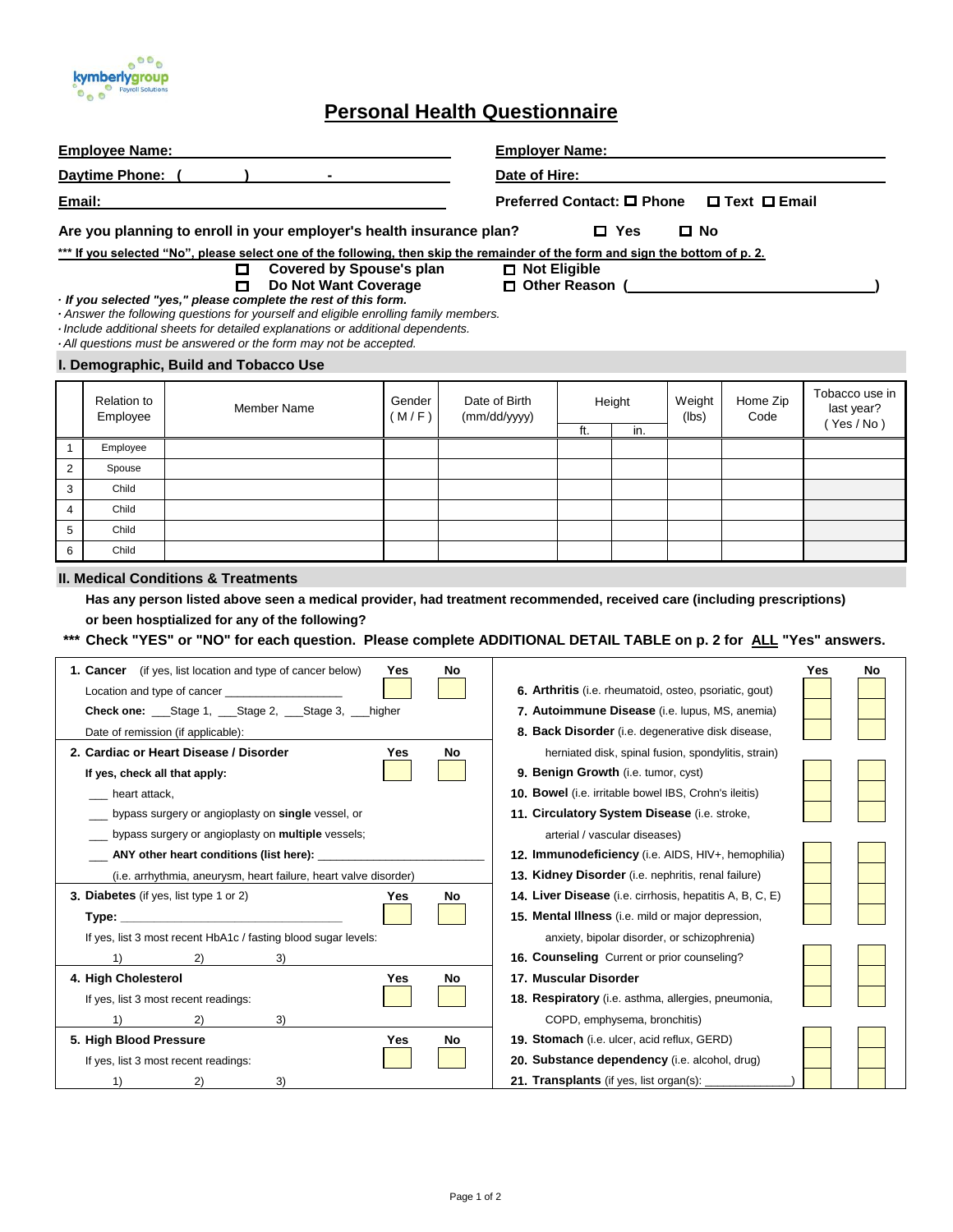# Personal Health Questionnaire

**Employee Name:** ______________________ **Employer Name:** ______________________

**Daytime Phone:** ( ) - **Date of Hire:** ______________________

**Email:** ______________________ **Preferred Contact:** ☐ Phone ☐ Text ☐ Email

**Are you planning to enroll in your employer's health insurance plan?** ☐ Yes ☐ No

***** If you selected "No", please select one of the following, then skip the remainder of the form and sign the bottom of p. 2.**

☐ **Covered by Spouse's plan** ☐ **Not Eligible**
☐ **Do Not Want Coverage** ☐ **Other Reason (______________________)**

- *If you selected "yes," please complete the rest of this form.*
- *Answer the following questions for yourself and eligible enrolling family members.*
- *Include additional sheets for detailed explanations or additional dependents.*
- *All questions must be answered or the form may not be accepted.*

## I. Demographic, Build and Tobacco Use

| | Relation to Employee | Member Name | Gender (M / F) | Date of Birth (mm/dd/yyyy) | Height | | Weight (lbs) | Home Zip Code | Tobacco use in last year? (Yes / No) |
|---|---|---|---|---|---|---|---|---|---|
| | | | | | ft. | in. | | | |
| 1 | Employee | | | | | | | | |
| 2 | Spouse | | | | | | | | |
| 3 | Child | | | | | | | | |
| 4 | Child | | | | | | | | |
| 5 | Child | | | | | | | | |
| 6 | Child | | | | | | | | |

## II. Medical Conditions & Treatments

**Has any person listed above seen a medical provider, had treatment recommended, received care (including prescriptions) or been hosptialized for any of the following?**

***** Check "YES" or "NO" for each question. Please complete ADDITIONAL DETAIL TABLE on p. 2 for ALL "Yes" answers.**

| Condition | Yes | No |
|---|---|---|
| **1. Cancer** (if yes, list location and type of cancer below)<br>Location and type of cancer ______________<br>**Check one:** ___Stage 1, ___Stage 2, ___Stage 3, ___higher<br>Date of remission (if applicable): | | |
| **2. Cardiac or Heart Disease / Disorder**<br>**If yes, check all that apply:**<br>___ heart attack,<br>___ bypass surgery or angioplasty on **single** vessel, or<br>___ bypass surgery or angioplasty on **multiple** vessels;<br>___ **ANY other heart conditions (list here):** ______________<br>(i.e. arrhythmia, aneurysm, heart failure, heart valve disorder) | | |
| **3. Diabetes** (if yes, list type 1 or 2)<br>**Type:** ______________<br>If yes, list 3 most recent HbA1c / fasting blood sugar levels:<br>1) 2) 3) | | |
| **4. High Cholesterol**<br>If yes, list 3 most recent readings:<br>1) 2) 3) | | |
| **5. High Blood Pressure**<br>If yes, list 3 most recent readings:<br>1) 2) 3) | | |

| Condition | Yes | No |
|---|---|---|
| **6. Arthritis** (i.e. rheumatoid, osteo, psoriatic, gout) | | |
| **7. Autoimmune Disease** (i.e. lupus, MS, anemia) | | |
| **8. Back Disorder** (i.e. degenerative disk disease, herniated disk, spinal fusion, spondylitis, strain) | | |
| **9. Benign Growth** (i.e. tumor, cyst) | | |
| **10. Bowel** (i.e. irritable bowel IBS, Crohn's ileitis) | | |
| **11. Circulatory System Disease** (i.e. stroke, arterial / vascular diseases) | | |
| **12. Immunodeficiency** (i.e. AIDS, HIV+, hemophilia) | | |
| **13. Kidney Disorder** (i.e. nephritis, renal failure) | | |
| **14. Liver Disease** (i.e. cirrhosis, hepatitis A, B, C, E) | | |
| **15. Mental Illness** (i.e. mild or major depression, anxiety, bipolar disorder, or schizophrenia) | | |
| **16. Counseling** Current or prior counseling? | | |
| **17. Muscular Disorder** | | |
| **18. Respiratory** (i.e. asthma, allergies, pneumonia, COPD, emphysema, bronchitis) | | |
| **19. Stomach** (i.e. ulcer, acid reflux, GERD) | | |
| **20. Substance dependency** (i.e. alcohol, drug) | | |
| **21. Transplants** (if yes, list organ(s): ______________) | | |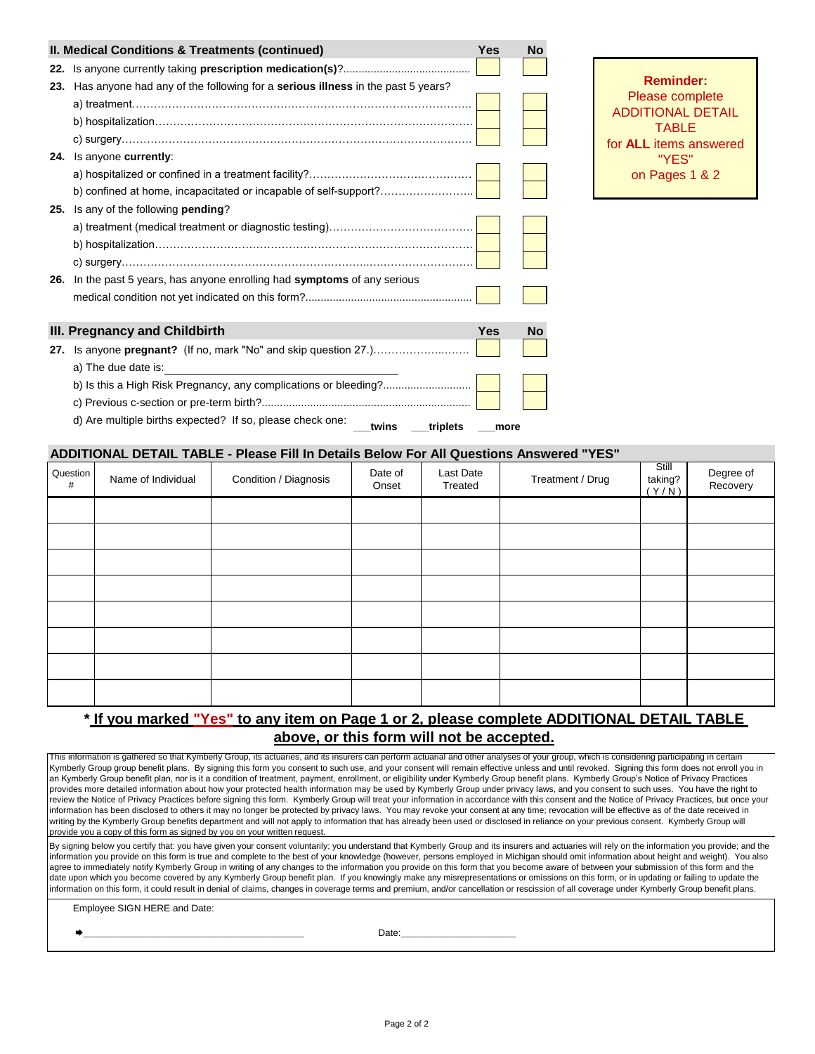## II. Medical Conditions & Treatments (continued)

| | Yes | No |
|---|---|---|
| **22.** Is anyone currently taking **prescription medication(s)**?......................................... | | |
| **23.** Has anyone had any of the following for a **serious illness** in the past 5 years? | | |
| a) treatment………………………………………………………………………………… | | |
| b) hospitalization…………………………………………………………………………… | | |
| c) surgery…………………………………………………………………………………… | | |
| **24.** Is anyone **currently**: | | |
| a) hospitalized or confined in a treatment facility?……………………………………… | | |
| b) confined at home, incapacitated or incapable of self-support?…………………….. | | |
| **25.** Is any of the following **pending**? | | |
| a) treatment (medical treatment or diagnostic testing)………………………………… | | |
| b) hospitalization…………………………………………………………………………… | | |
| c) surgery…………………………………………………………………………………… | | |
| **26.** In the past 5 years, has anyone enrolling had **symptoms** of any serious medical condition not yet indicated on this form?...................................................... | | |

**Reminder:**
Please complete ADDITIONAL DETAIL TABLE for **ALL** items answered "YES" on Pages 1 & 2

## III. Pregnancy and Childbirth

| | Yes | No |
|---|---|---|
| **27.** Is anyone **pregnant?** (If no, mark "No" and skip question 27.)……………………... | | |
| a) The due date is: ______________________________ | | |
| b) Is this a High Risk Pregnancy, any complications or bleeding?............................ | | |
| c) Previous c-section or pre-term birth?................................................................... | | |

d) Are multiple births expected? If so, please check one: ___twins ___triplets ___more

## ADDITIONAL DETAIL TABLE - Please Fill In Details Below For All Questions Answered "YES"

| Question # | Name of Individual | Condition / Diagnosis | Date of Onset | Last Date Treated | Treatment / Drug | Still taking? ( Y / N ) | Degree of Recovery |
|---|---|---|---|---|---|---|---|
| | | | | | | | |
| | | | | | | | |
| | | | | | | | |
| | | | | | | | |
| | | | | | | | |
| | | | | | | | |
| | | | | | | | |
| | | | | | | | |

**\* If you marked "Yes" to any item on Page 1 or 2, please complete ADDITIONAL DETAIL TABLE above, or this form will not be accepted.**

This information is gathered so that Kymberly Group, its actuaries, and its insurers can perform actuarial and other analyses of your group, which is considering participating in certain Kymberly Group group benefit plans. By signing this form you consent to such use, and your consent will remain effective unless and until revoked. Signing this form does not enroll you in an Kymberly Group benefit plan, nor is it a condition of treatment, payment, enrollment, or eligibility under Kymberly Group benefit plans. Kymberly Group's Notice of Privacy Practices provides more detailed information about how your protected health information may be used by Kymberly Group under privacy laws, and you consent to such uses. You have the right to review the Notice of Privacy Practices before signing this form. Kymberly Group will treat your information in accordance with this consent and the Notice of Privacy Practices, but once your information has been disclosed to others it may no longer be protected by privacy laws. You may revoke your consent at any time; revocation will be effective as of the date received in writing by the Kymberly Group benefits department and will not apply to information that has already been used or disclosed in reliance on your previous consent. Kymberly Group will provide you a copy of this form as signed by you on your written request.

By signing below you certify that: you have given your consent voluntarily; you understand that Kymberly Group and its insurers and actuaries will rely on the information you provide; and the information you provide on this form is true and complete to the best of your knowledge (however, persons employed in Michigan should omit information about height and weight). You also agree to immediately notify Kymberly Group in writing of any changes to the information you provide on this form that you become aware of between your submission of this form and the date upon which you become covered by any Kymberly Group benefit plan. If you knowingly make any misrepresentations or omissions on this form, or in updating or failing to update the information on this form, it could result in denial of claims, changes in coverage terms and premium, and/or cancellation or rescission of all coverage under Kymberly Group benefit plans.

Employee SIGN HERE and Date:

➡ ________________________________________ Date: ____________________